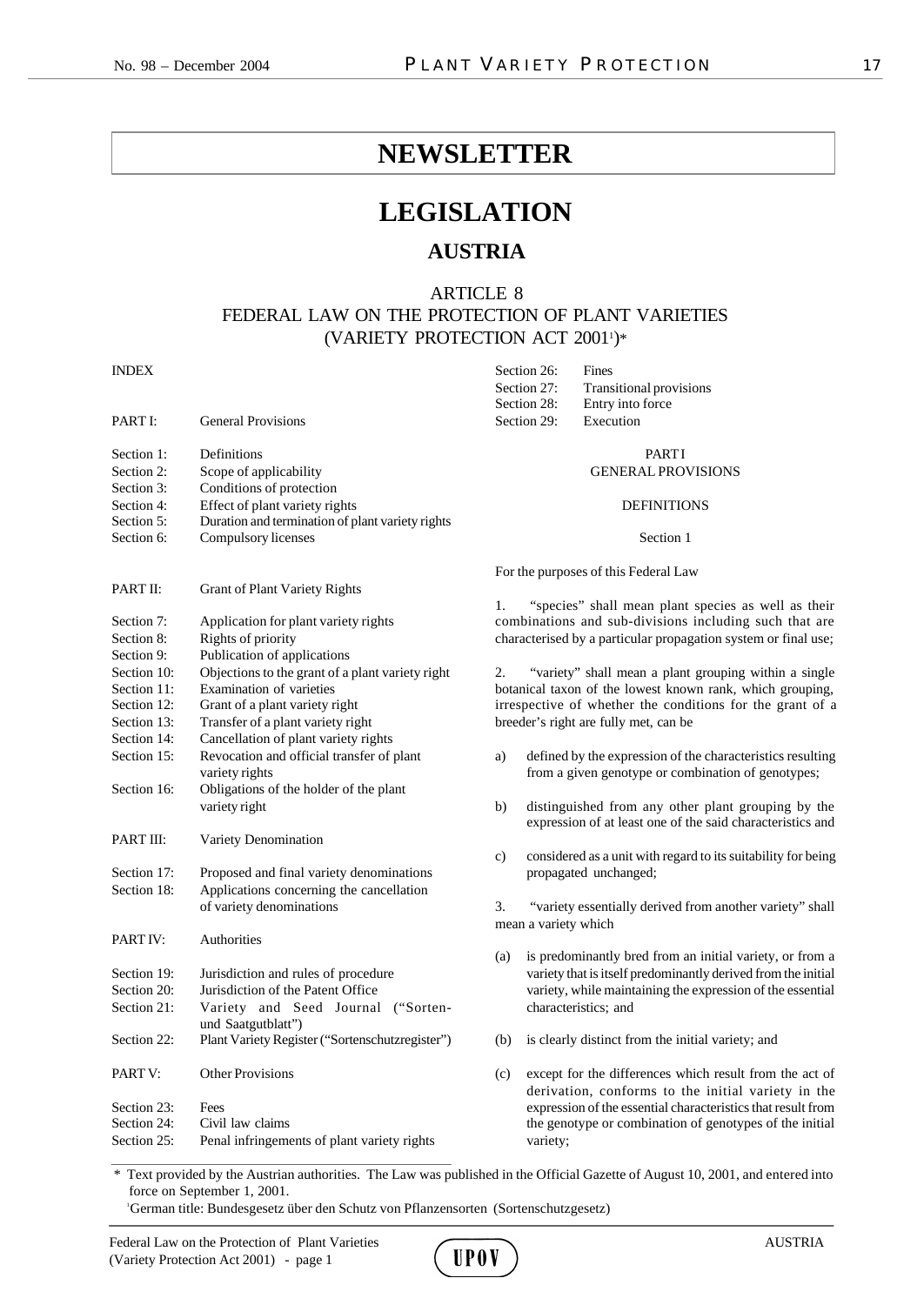# NEWSLETTER

# LEGISLATION

## AUSTRIA

### ARTICLE 8
### FEDERAL LAW ON THE PROTECTION OF PLANT VARIETIES (VARIETY PROTECTION ACT 2001[1])*

INDEX

| | |
|---|---|
| PART I: | General Provisions |
| Section 1: | Definitions |
| Section 2: | Scope of applicability |
| Section 3: | Conditions of protection |
| Section 4: | Effect of plant variety rights |
| Section 5: | Duration and termination of plant variety rights |
| Section 6: | Compulsory licenses |
| PART II: | Grant of Plant Variety Rights |
| Section 7: | Application for plant variety rights |
| Section 8: | Rights of priority |
| Section 9: | Publication of applications |
| Section 10: | Objections to the grant of a plant variety right |
| Section 11: | Examination of varieties |
| Section 12: | Grant of a plant variety right |
| Section 13: | Transfer of a plant variety right |
| Section 14: | Cancellation of plant variety rights |
| Section 15: | Revocation and official transfer of plant variety rights |
| Section 16: | Obligations of the holder of the plant variety right |
| PART III: | Variety Denomination |
| Section 17: | Proposed and final variety denominations |
| Section 18: | Applications concerning the cancellation of variety denominations |
| PART IV: | Authorities |
| Section 19: | Jurisdiction and rules of procedure |
| Section 20: | Jurisdiction of the Patent Office |
| Section 21: | Variety and Seed Journal ("Sorten- und Saatgutblatt") |
| Section 22: | Plant Variety Register ("Sortenschutzregister") |
| PART V: | Other Provisions |
| Section 23: | Fees |
| Section 24: | Civil law claims |
| Section 25: | Penal infringements of plant variety rights |
| Section 26: | Fines |
| Section 27: | Transitional provisions |
| Section 28: | Entry into force |
| Section 29: | Execution |

PART I
GENERAL PROVISIONS

DEFINITIONS

Section 1

For the purposes of this Federal Law

1. "species" shall mean plant species as well as their combinations and sub-divisions including such that are characterised by a particular propagation system or final use;

2. "variety" shall mean a plant grouping within a single botanical taxon of the lowest known rank, which grouping, irrespective of whether the conditions for the grant of a breeder's right are fully met, can be

a) defined by the expression of the characteristics resulting from a given genotype or combination of genotypes;

b) distinguished from any other plant grouping by the expression of at least one of the said characteristics and

c) considered as a unit with regard to its suitability for being propagated unchanged;

3. "variety essentially derived from another variety" shall mean a variety which

(a) is predominantly bred from an initial variety, or from a variety that is itself predominantly derived from the initial variety, while maintaining the expression of the essential characteristics; and

(b) is clearly distinct from the initial variety; and

(c) except for the differences which result from the act of derivation, conforms to the initial variety in the expression of the essential characteristics that result from the genotype or combination of genotypes of the initial variety;

---

\* Text provided by the Austrian authorities. The Law was published in the Official Gazette of August 10, 2001, and entered into force on September 1, 2001.

[1] German title: Bundesgesetz über den Schutz von Pflanzensorten (Sortenschutzgesetz)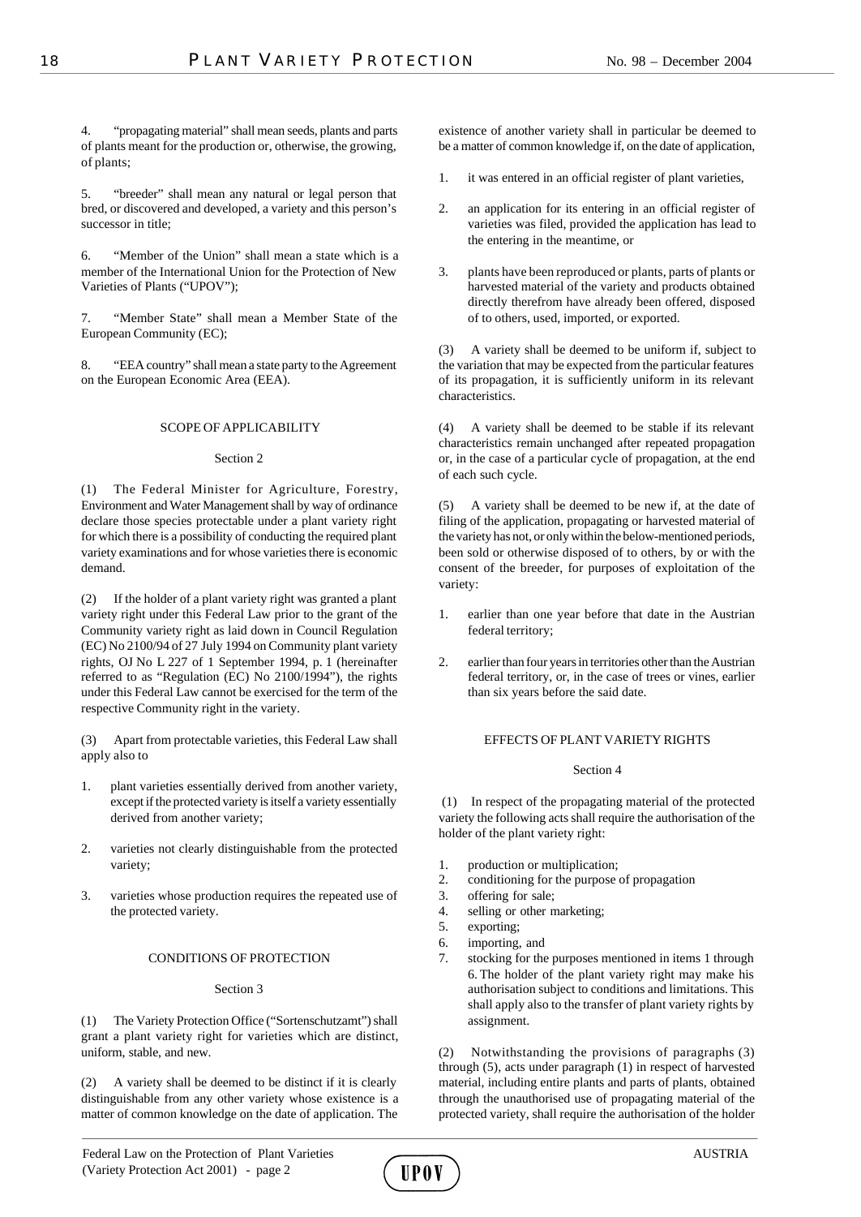4. "propagating material" shall mean seeds, plants and parts of plants meant for the production or, otherwise, the growing, of plants;

5. "breeder" shall mean any natural or legal person that bred, or discovered and developed, a variety and this person's successor in title;

6. "Member of the Union" shall mean a state which is a member of the International Union for the Protection of New Varieties of Plants ("UPOV");

7. "Member State" shall mean a Member State of the European Community (EC);

8. "EEA country" shall mean a state party to the Agreement on the European Economic Area (EEA).

## SCOPE OF APPLICABILITY

### Section 2

(1) The Federal Minister for Agriculture, Forestry, Environment and Water Management shall by way of ordinance declare those species protectable under a plant variety right for which there is a possibility of conducting the required plant variety examinations and for whose varieties there is economic demand.

(2) If the holder of a plant variety right was granted a plant variety right under this Federal Law prior to the grant of the Community variety right as laid down in Council Regulation (EC) No 2100/94 of 27 July 1994 on Community plant variety rights, OJ No L 227 of 1 September 1994, p. 1 (hereinafter referred to as "Regulation (EC) No 2100/1994"), the rights under this Federal Law cannot be exercised for the term of the respective Community right in the variety.

(3) Apart from protectable varieties, this Federal Law shall apply also to

1. plant varieties essentially derived from another variety, except if the protected variety is itself a variety essentially derived from another variety;
2. varieties not clearly distinguishable from the protected variety;
3. varieties whose production requires the repeated use of the protected variety.

## CONDITIONS OF PROTECTION

### Section 3

(1) The Variety Protection Office ("Sortenschutzamt") shall grant a plant variety right for varieties which are distinct, uniform, stable, and new.

(2) A variety shall be deemed to be distinct if it is clearly distinguishable from any other variety whose existence is a matter of common knowledge on the date of application. The existence of another variety shall in particular be deemed to be a matter of common knowledge if, on the date of application,

1. it was entered in an official register of plant varieties,
2. an application for its entering in an official register of varieties was filed, provided the application has lead to the entering in the meantime, or
3. plants have been reproduced or plants, parts of plants or harvested material of the variety and products obtained directly therefrom have already been offered, disposed of to others, used, imported, or exported.

(3) A variety shall be deemed to be uniform if, subject to the variation that may be expected from the particular features of its propagation, it is sufficiently uniform in its relevant characteristics.

(4) A variety shall be deemed to be stable if its relevant characteristics remain unchanged after repeated propagation or, in the case of a particular cycle of propagation, at the end of each such cycle.

(5) A variety shall be deemed to be new if, at the date of filing of the application, propagating or harvested material of the variety has not, or only within the below-mentioned periods, been sold or otherwise disposed of to others, by or with the consent of the breeder, for purposes of exploitation of the variety:

1. earlier than one year before that date in the Austrian federal territory;
2. earlier than four years in territories other than the Austrian federal territory, or, in the case of trees or vines, earlier than six years before the said date.

## EFFECTS OF PLANT VARIETY RIGHTS

### Section 4

(1) In respect of the propagating material of the protected variety the following acts shall require the authorisation of the holder of the plant variety right:

1. production or multiplication;
2. conditioning for the purpose of propagation
3. offering for sale;
4. selling or other marketing;
5. exporting;
6. importing, and
7. stocking for the purposes mentioned in items 1 through 6. The holder of the plant variety right may make his authorisation subject to conditions and limitations. This shall apply also to the transfer of plant variety rights by assignment.

(2) Notwithstanding the provisions of paragraphs (3) through (5), acts under paragraph (1) in respect of harvested material, including entire plants and parts of plants, obtained through the unauthorised use of propagating material of the protected variety, shall require the authorisation of the holder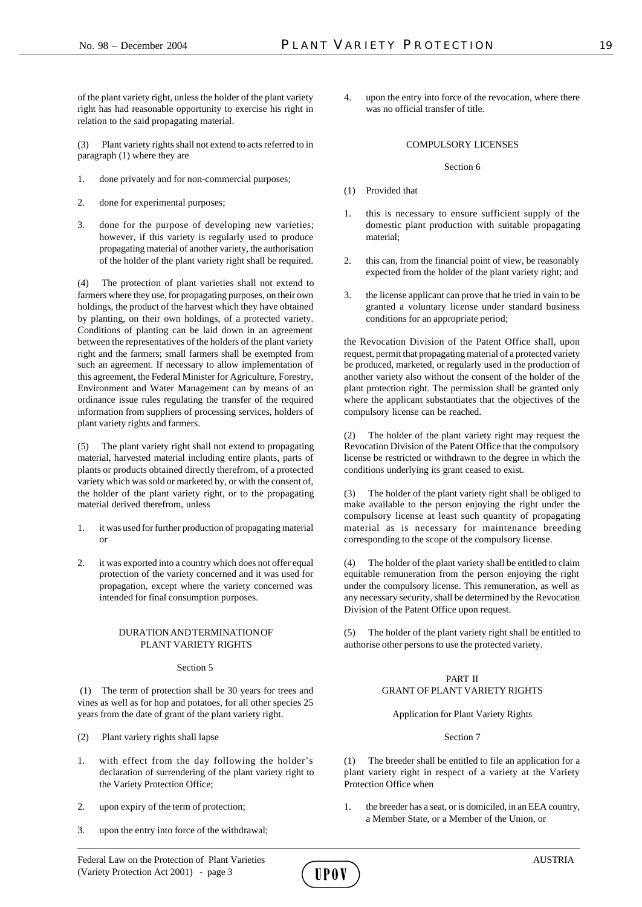of the plant variety right, unless the holder of the plant variety right has had reasonable opportunity to exercise his right in relation to the said propagating material.

(3) Plant variety rights shall not extend to acts referred to in paragraph (1) where they are

1. done privately and for non-commercial purposes;
2. done for experimental purposes;
3. done for the purpose of developing new varieties; however, if this variety is regularly used to produce propagating material of another variety, the authorisation of the holder of the plant variety right shall be required.

(4) The protection of plant varieties shall not extend to farmers where they use, for propagating purposes, on their own holdings, the product of the harvest which they have obtained by planting, on their own holdings, of a protected variety. Conditions of planting can be laid down in an agreement between the representatives of the holders of the plant variety right and the farmers; small farmers shall be exempted from such an agreement. If necessary to allow implementation of this agreement, the Federal Minister for Agriculture, Forestry, Environment and Water Management can by means of an ordinance issue rules regulating the transfer of the required information from suppliers of processing services, holders of plant variety rights and farmers.

(5) The plant variety right shall not extend to propagating material, harvested material including entire plants, parts of plants or products obtained directly therefrom, of a protected variety which was sold or marketed by, or with the consent of, the holder of the plant variety right, or to the propagating material derived therefrom, unless

1. it was used for further production of propagating material or
2. it was exported into a country which does not offer equal protection of the variety concerned and it was used for propagation, except where the variety concerned was intended for final consumption purposes.

## DURATION AND TERMINATION OF PLANT VARIETY RIGHTS

### Section 5

(1) The term of protection shall be 30 years for trees and vines as well as for hop and potatoes, for all other species 25 years from the date of grant of the plant variety right.

(2) Plant variety rights shall lapse

1. with effect from the day following the holder's declaration of surrendering of the plant variety right to the Variety Protection Office;
2. upon expiry of the term of protection;
3. upon the entry into force of the withdrawal;
4. upon the entry into force of the revocation, where there was no official transfer of title.

## COMPULSORY LICENSES

### Section 6

(1) Provided that

1. this is necessary to ensure sufficient supply of the domestic plant production with suitable propagating material;
2. this can, from the financial point of view, be reasonably expected from the holder of the plant variety right; and
3. the license applicant can prove that he tried in vain to be granted a voluntary license under standard business conditions for an appropriate period;

the Revocation Division of the Patent Office shall, upon request, permit that propagating material of a protected variety be produced, marketed, or regularly used in the production of another variety also without the consent of the holder of the plant protection right. The permission shall be granted only where the applicant substantiates that the objectives of the compulsory license can be reached.

(2) The holder of the plant variety right may request the Revocation Division of the Patent Office that the compulsory license be restricted or withdrawn to the degree in which the conditions underlying its grant ceased to exist.

(3) The holder of the plant variety right shall be obliged to make available to the person enjoying the right under the compulsory license at least such quantity of propagating material as is necessary for maintenance breeding corresponding to the scope of the compulsory license.

(4) The holder of the plant variety shall be entitled to claim equitable remuneration from the person enjoying the right under the compulsory license. This remuneration, as well as any necessary security, shall be determined by the Revocation Division of the Patent Office upon request.

(5) The holder of the plant variety right shall be entitled to authorise other persons to use the protected variety.

# PART II
## GRANT OF PLANT VARIETY RIGHTS

### Application for Plant Variety Rights

### Section 7

(1) The breeder shall be entitled to file an application for a plant variety right in respect of a variety at the Variety Protection Office when

1. the breeder has a seat, or is domiciled, in an EEA country, a Member State, or a Member of the Union, or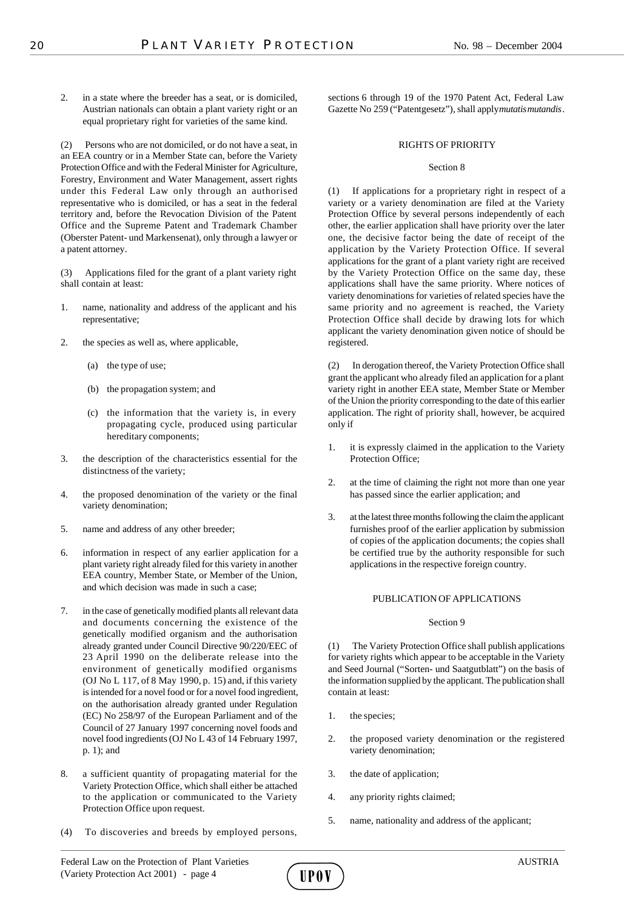2. in a state where the breeder has a seat, or is domiciled, Austrian nationals can obtain a plant variety right or an equal proprietary right for varieties of the same kind.

(2) Persons who are not domiciled, or do not have a seat, in an EEA country or in a Member State can, before the Variety Protection Office and with the Federal Minister for Agriculture, Forestry, Environment and Water Management, assert rights under this Federal Law only through an authorised representative who is domiciled, or has a seat in the federal territory and, before the Revocation Division of the Patent Office and the Supreme Patent and Trademark Chamber (Oberster Patent- und Markensenat), only through a lawyer or a patent attorney.

(3) Applications filed for the grant of a plant variety right shall contain at least:

1. name, nationality and address of the applicant and his representative;
2. the species as well as, where applicable,
   (a) the type of use;
   (b) the propagation system; and
   (c) the information that the variety is, in every propagating cycle, produced using particular hereditary components;
3. the description of the characteristics essential for the distinctness of the variety;
4. the proposed denomination of the variety or the final variety denomination;
5. name and address of any other breeder;
6. information in respect of any earlier application for a plant variety right already filed for this variety in another EEA country, Member State, or Member of the Union, and which decision was made in such a case;
7. in the case of genetically modified plants all relevant data and documents concerning the existence of the genetically modified organism and the authorisation already granted under Council Directive 90/220/EEC of 23 April 1990 on the deliberate release into the environment of genetically modified organisms (OJ No L 117, of 8 May 1990, p. 15) and, if this variety is intended for a novel food or for a novel food ingredient, on the authorisation already granted under Regulation (EC) No 258/97 of the European Parliament and of the Council of 27 January 1997 concerning novel foods and novel food ingredients (OJ No L 43 of 14 February 1997, p. 1); and
8. a sufficient quantity of propagating material for the Variety Protection Office, which shall either be attached to the application or communicated to the Variety Protection Office upon request.

(4) To discoveries and breeds by employed persons, sections 6 through 19 of the 1970 Patent Act, Federal Law Gazette No 259 ("Patentgesetz"), shall apply *mutatis mutandis*.

### RIGHTS OF PRIORITY

#### Section 8

(1) If applications for a proprietary right in respect of a variety or a variety denomination are filed at the Variety Protection Office by several persons independently of each other, the earlier application shall have priority over the later one, the decisive factor being the date of receipt of the application by the Variety Protection Office. If several applications for the grant of a plant variety right are received by the Variety Protection Office on the same day, these applications shall have the same priority. Where notices of variety denominations for varieties of related species have the same priority and no agreement is reached, the Variety Protection Office shall decide by drawing lots for which applicant the variety denomination given notice of should be registered.

(2) In derogation thereof, the Variety Protection Office shall grant the applicant who already filed an application for a plant variety right in another EEA state, Member State or Member of the Union the priority corresponding to the date of this earlier application. The right of priority shall, however, be acquired only if

1. it is expressly claimed in the application to the Variety Protection Office;
2. at the time of claiming the right not more than one year has passed since the earlier application; and
3. at the latest three months following the claim the applicant furnishes proof of the earlier application by submission of copies of the application documents; the copies shall be certified true by the authority responsible for such applications in the respective foreign country.

### PUBLICATION OF APPLICATIONS

#### Section 9

(1) The Variety Protection Office shall publish applications for variety rights which appear to be acceptable in the Variety and Seed Journal ("Sorten- und Saatgutblatt") on the basis of the information supplied by the applicant. The publication shall contain at least:

1. the species;
2. the proposed variety denomination or the registered variety denomination;
3. the date of application;
4. any priority rights claimed;
5. name, nationality and address of the applicant;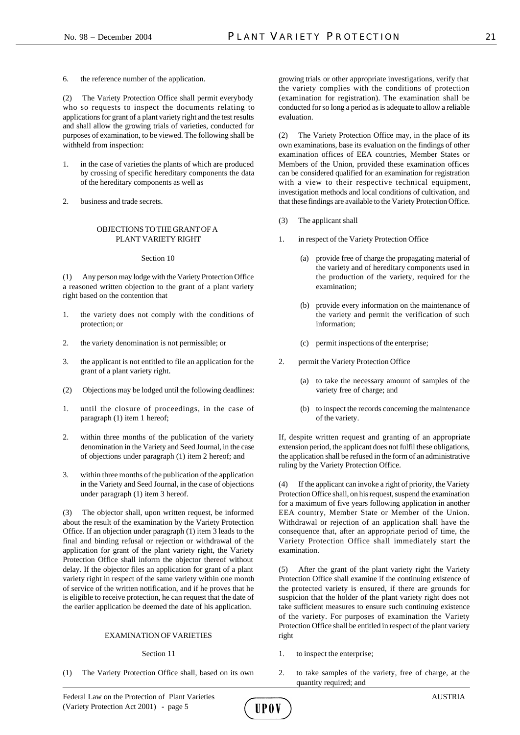6. the reference number of the application.

(2) The Variety Protection Office shall permit everybody who so requests to inspect the documents relating to applications for grant of a plant variety right and the test results and shall allow the growing trials of varieties, conducted for purposes of examination, to be viewed. The following shall be withheld from inspection:

1. in the case of varieties the plants of which are produced by crossing of specific hereditary components the data of the hereditary components as well as

2. business and trade secrets.

## OBJECTIONS TO THE GRANT OF A PLANT VARIETY RIGHT

### Section 10

(1) Any person may lodge with the Variety Protection Office a reasoned written objection to the grant of a plant variety right based on the contention that

1. the variety does not comply with the conditions of protection; or

2. the variety denomination is not permissible; or

3. the applicant is not entitled to file an application for the grant of a plant variety right.

(2) Objections may be lodged until the following deadlines:

1. until the closure of proceedings, in the case of paragraph (1) item 1 hereof;

2. within three months of the publication of the variety denomination in the Variety and Seed Journal, in the case of objections under paragraph (1) item 2 hereof; and

3. within three months of the publication of the application in the Variety and Seed Journal, in the case of objections under paragraph (1) item 3 hereof.

(3) The objector shall, upon written request, be informed about the result of the examination by the Variety Protection Office. If an objection under paragraph (1) item 3 leads to the final and binding refusal or rejection or withdrawal of the application for grant of the plant variety right, the Variety Protection Office shall inform the objector thereof without delay. If the objector files an application for grant of a plant variety right in respect of the same variety within one month of service of the written notification, and if he proves that he is eligible to receive protection, he can request that the date of the earlier application be deemed the date of his application.

## EXAMINATION OF VARIETIES

### Section 11

(1) The Variety Protection Office shall, based on its own growing trials or other appropriate investigations, verify that the variety complies with the conditions of protection (examination for registration). The examination shall be conducted for so long a period as is adequate to allow a reliable evaluation.

(2) The Variety Protection Office may, in the place of its own examinations, base its evaluation on the findings of other examination offices of EEA countries, Member States or Members of the Union, provided these examination offices can be considered qualified for an examination for registration with a view to their respective technical equipment, investigation methods and local conditions of cultivation, and that these findings are available to the Variety Protection Office.

(3) The applicant shall

1. in respect of the Variety Protection Office

   (a) provide free of charge the propagating material of the variety and of hereditary components used in the production of the variety, required for the examination;

   (b) provide every information on the maintenance of the variety and permit the verification of such information;

   (c) permit inspections of the enterprise;

2. permit the Variety Protection Office

   (a) to take the necessary amount of samples of the variety free of charge; and

   (b) to inspect the records concerning the maintenance of the variety.

If, despite written request and granting of an appropriate extension period, the applicant does not fulfil these obligations, the application shall be refused in the form of an administrative ruling by the Variety Protection Office.

(4) If the applicant can invoke a right of priority, the Variety Protection Office shall, on his request, suspend the examination for a maximum of five years following application in another EEA country, Member State or Member of the Union. Withdrawal or rejection of an application shall have the consequence that, after an appropriate period of time, the Variety Protection Office shall immediately start the examination.

(5) After the grant of the plant variety right the Variety Protection Office shall examine if the continuing existence of the protected variety is ensured, if there are grounds for suspicion that the holder of the plant variety right does not take sufficient measures to ensure such continuing existence of the variety. For purposes of examination the Variety Protection Office shall be entitled in respect of the plant variety right

1. to inspect the enterprise;

2. to take samples of the variety, free of charge, at the quantity required; and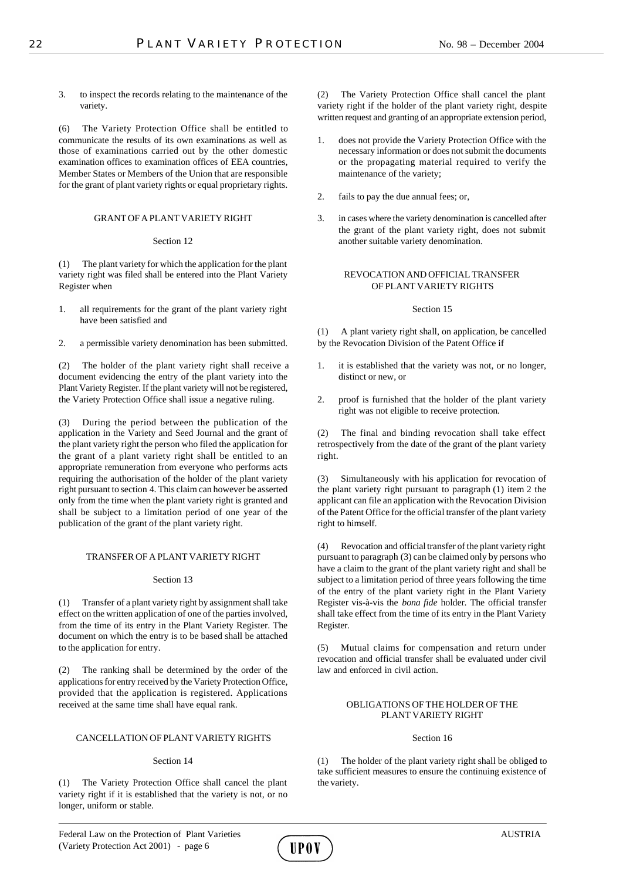3. to inspect the records relating to the maintenance of the variety.

(6) The Variety Protection Office shall be entitled to communicate the results of its own examinations as well as those of examinations carried out by the other domestic examination offices to examination offices of EEA countries, Member States or Members of the Union that are responsible for the grant of plant variety rights or equal proprietary rights.

### GRANT OF A PLANT VARIETY RIGHT

#### Section 12

(1) The plant variety for which the application for the plant variety right was filed shall be entered into the Plant Variety Register when

1. all requirements for the grant of the plant variety right have been satisfied and
2. a permissible variety denomination has been submitted.

(2) The holder of the plant variety right shall receive a document evidencing the entry of the plant variety into the Plant Variety Register. If the plant variety will not be registered, the Variety Protection Office shall issue a negative ruling.

(3) During the period between the publication of the application in the Variety and Seed Journal and the grant of the plant variety right the person who filed the application for the grant of a plant variety right shall be entitled to an appropriate remuneration from everyone who performs acts requiring the authorisation of the holder of the plant variety right pursuant to section 4. This claim can however be asserted only from the time when the plant variety right is granted and shall be subject to a limitation period of one year of the publication of the grant of the plant variety right.

### TRANSFER OF A PLANT VARIETY RIGHT

#### Section 13

(1) Transfer of a plant variety right by assignment shall take effect on the written application of one of the parties involved, from the time of its entry in the Plant Variety Register. The document on which the entry is to be based shall be attached to the application for entry.

(2) The ranking shall be determined by the order of the applications for entry received by the Variety Protection Office, provided that the application is registered. Applications received at the same time shall have equal rank.

### CANCELLATION OF PLANT VARIETY RIGHTS

#### Section 14

(1) The Variety Protection Office shall cancel the plant variety right if it is established that the variety is not, or no longer, uniform or stable.

(2) The Variety Protection Office shall cancel the plant variety right if the holder of the plant variety right, despite written request and granting of an appropriate extension period,

1. does not provide the Variety Protection Office with the necessary information or does not submit the documents or the propagating material required to verify the maintenance of the variety;
2. fails to pay the due annual fees; or,
3. in cases where the variety denomination is cancelled after the grant of the plant variety right, does not submit another suitable variety denomination.

### REVOCATION AND OFFICIAL TRANSFER OF PLANT VARIETY RIGHTS

#### Section 15

(1) A plant variety right shall, on application, be cancelled by the Revocation Division of the Patent Office if

1. it is established that the variety was not, or no longer, distinct or new, or
2. proof is furnished that the holder of the plant variety right was not eligible to receive protection.

(2) The final and binding revocation shall take effect retrospectively from the date of the grant of the plant variety right.

(3) Simultaneously with his application for revocation of the plant variety right pursuant to paragraph (1) item 2 the applicant can file an application with the Revocation Division of the Patent Office for the official transfer of the plant variety right to himself.

(4) Revocation and official transfer of the plant variety right pursuant to paragraph (3) can be claimed only by persons who have a claim to the grant of the plant variety right and shall be subject to a limitation period of three years following the time of the entry of the plant variety right in the Plant Variety Register vis-à-vis the *bona fide* holder. The official transfer shall take effect from the time of its entry in the Plant Variety Register.

(5) Mutual claims for compensation and return under revocation and official transfer shall be evaluated under civil law and enforced in civil action.

### OBLIGATIONS OF THE HOLDER OF THE PLANT VARIETY RIGHT

#### Section 16

(1) The holder of the plant variety right shall be obliged to take sufficient measures to ensure the continuing existence of the variety.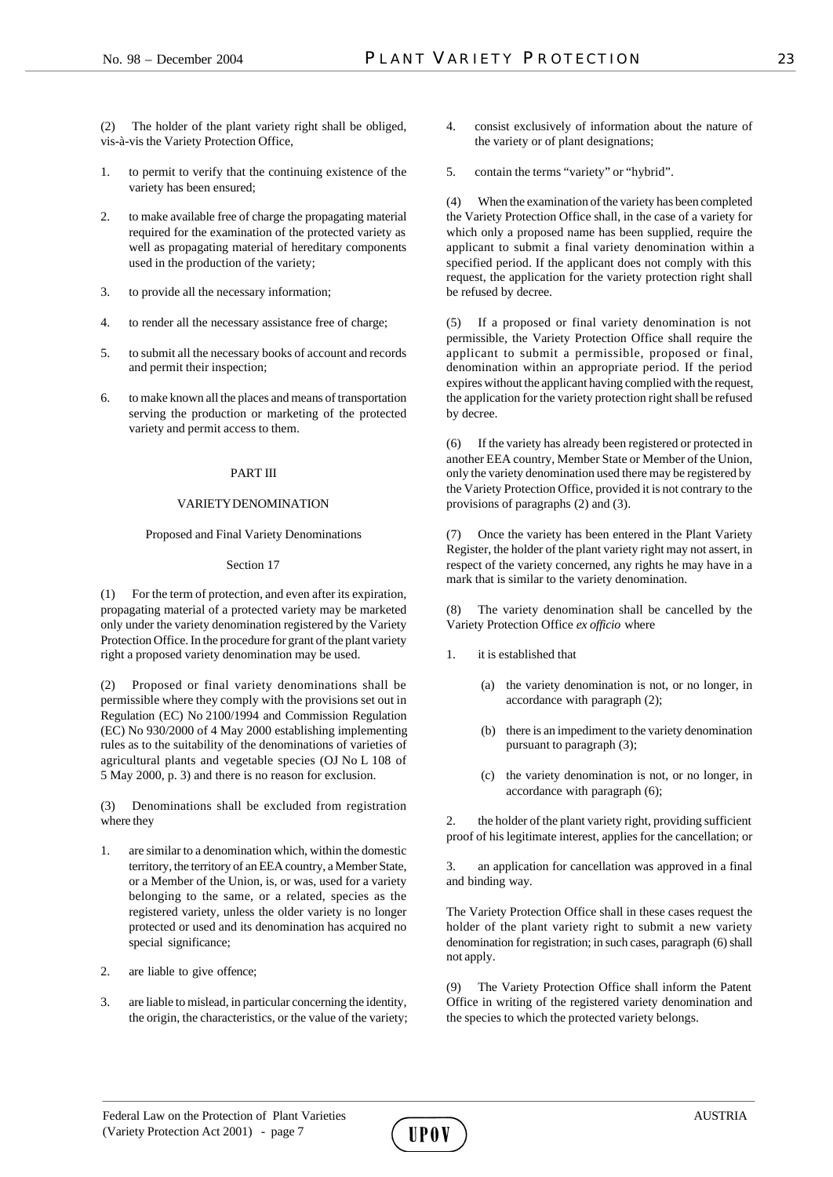(2) The holder of the plant variety right shall be obliged, vis-à-vis the Variety Protection Office,

1. to permit to verify that the continuing existence of the variety has been ensured;
2. to make available free of charge the propagating material required for the examination of the protected variety as well as propagating material of hereditary components used in the production of the variety;
3. to provide all the necessary information;
4. to render all the necessary assistance free of charge;
5. to submit all the necessary books of account and records and permit their inspection;
6. to make known all the places and means of transportation serving the production or marketing of the protected variety and permit access to them.

## PART III

## VARIETY DENOMINATION

### Proposed and Final Variety Denominations

### Section 17

(1) For the term of protection, and even after its expiration, propagating material of a protected variety may be marketed only under the variety denomination registered by the Variety Protection Office. In the procedure for grant of the plant variety right a proposed variety denomination may be used.

(2) Proposed or final variety denominations shall be permissible where they comply with the provisions set out in Regulation (EC) No 2100/1994 and Commission Regulation (EC) No 930/2000 of 4 May 2000 establishing implementing rules as to the suitability of the denominations of varieties of agricultural plants and vegetable species (OJ No L 108 of 5 May 2000, p. 3) and there is no reason for exclusion.

(3) Denominations shall be excluded from registration where they

1. are similar to a denomination which, within the domestic territory, the territory of an EEA country, a Member State, or a Member of the Union, is, or was, used for a variety belonging to the same, or a related, species as the registered variety, unless the older variety is no longer protected or used and its denomination has acquired no special significance;
2. are liable to give offence;
3. are liable to mislead, in particular concerning the identity, the origin, the characteristics, or the value of the variety;
4. consist exclusively of information about the nature of the variety or of plant designations;
5. contain the terms "variety" or "hybrid".

(4) When the examination of the variety has been completed the Variety Protection Office shall, in the case of a variety for which only a proposed name has been supplied, require the applicant to submit a final variety denomination within a specified period. If the applicant does not comply with this request, the application for the variety protection right shall be refused by decree.

(5) If a proposed or final variety denomination is not permissible, the Variety Protection Office shall require the applicant to submit a permissible, proposed or final, denomination within an appropriate period. If the period expires without the applicant having complied with the request, the application for the variety protection right shall be refused by decree.

(6) If the variety has already been registered or protected in another EEA country, Member State or Member of the Union, only the variety denomination used there may be registered by the Variety Protection Office, provided it is not contrary to the provisions of paragraphs (2) and (3).

(7) Once the variety has been entered in the Plant Variety Register, the holder of the plant variety right may not assert, in respect of the variety concerned, any rights he may have in a mark that is similar to the variety denomination.

(8) The variety denomination shall be cancelled by the Variety Protection Office *ex officio* where

1. it is established that
   - (a) the variety denomination is not, or no longer, in accordance with paragraph (2);
   - (b) there is an impediment to the variety denomination pursuant to paragraph (3);
   - (c) the variety denomination is not, or no longer, in accordance with paragraph (6);
2. the holder of the plant variety right, providing sufficient proof of his legitimate interest, applies for the cancellation; or
3. an application for cancellation was approved in a final and binding way.

The Variety Protection Office shall in these cases request the holder of the plant variety right to submit a new variety denomination for registration; in such cases, paragraph (6) shall not apply.

(9) The Variety Protection Office shall inform the Patent Office in writing of the registered variety denomination and the species to which the protected variety belongs.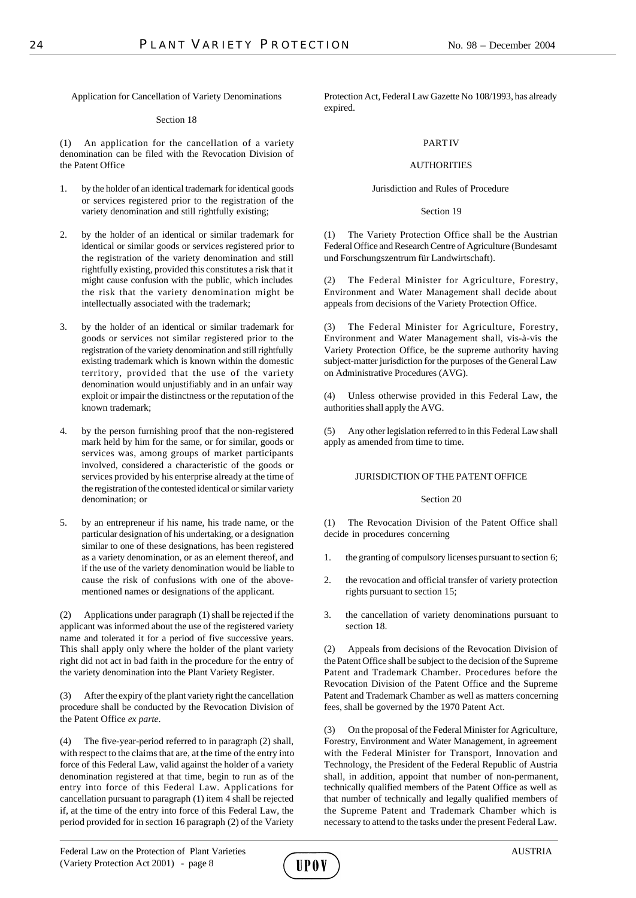Application for Cancellation of Variety Denominations

Section 18

(1) An application for the cancellation of a variety denomination can be filed with the Revocation Division of the Patent Office

1. by the holder of an identical trademark for identical goods or services registered prior to the registration of the variety denomination and still rightfully existing;

2. by the holder of an identical or similar trademark for identical or similar goods or services registered prior to the registration of the variety denomination and still rightfully existing, provided this constitutes a risk that it might cause confusion with the public, which includes the risk that the variety denomination might be intellectually associated with the trademark;

3. by the holder of an identical or similar trademark for goods or services not similar registered prior to the registration of the variety denomination and still rightfully existing trademark which is known within the domestic territory, provided that the use of the variety denomination would unjustifiably and in an unfair way exploit or impair the distinctness or the reputation of the known trademark;

4. by the person furnishing proof that the non-registered mark held by him for the same, or for similar, goods or services was, among groups of market participants involved, considered a characteristic of the goods or services provided by his enterprise already at the time of the registration of the contested identical or similar variety denomination; or

5. by an entrepreneur if his name, his trade name, or the particular designation of his undertaking, or a designation similar to one of these designations, has been registered as a variety denomination, or as an element thereof, and if the use of the variety denomination would be liable to cause the risk of confusions with one of the above-mentioned names or designations of the applicant.

(2) Applications under paragraph (1) shall be rejected if the applicant was informed about the use of the registered variety name and tolerated it for a period of five successive years. This shall apply only where the holder of the plant variety right did not act in bad faith in the procedure for the entry of the variety denomination into the Plant Variety Register.

(3) After the expiry of the plant variety right the cancellation procedure shall be conducted by the Revocation Division of the Patent Office *ex parte*.

(4) The five-year-period referred to in paragraph (2) shall, with respect to the claims that are, at the time of the entry into force of this Federal Law, valid against the holder of a variety denomination registered at that time, begin to run as of the entry into force of this Federal Law. Applications for cancellation pursuant to paragraph (1) item 4 shall be rejected if, at the time of the entry into force of this Federal Law, the period provided for in section 16 paragraph (2) of the Variety Protection Act, Federal Law Gazette No 108/1993, has already expired.

PART IV

AUTHORITIES

Jurisdiction and Rules of Procedure

Section 19

(1) The Variety Protection Office shall be the Austrian Federal Office and Research Centre of Agriculture (Bundesamt und Forschungszentrum für Landwirtschaft).

(2) The Federal Minister for Agriculture, Forestry, Environment and Water Management shall decide about appeals from decisions of the Variety Protection Office.

(3) The Federal Minister for Agriculture, Forestry, Environment and Water Management shall, vis-à-vis the Variety Protection Office, be the supreme authority having subject-matter jurisdiction for the purposes of the General Law on Administrative Procedures (AVG).

(4) Unless otherwise provided in this Federal Law, the authorities shall apply the AVG.

(5) Any other legislation referred to in this Federal Law shall apply as amended from time to time.

JURISDICTION OF THE PATENT OFFICE

Section 20

(1) The Revocation Division of the Patent Office shall decide in procedures concerning

1. the granting of compulsory licenses pursuant to section 6;

2. the revocation and official transfer of variety protection rights pursuant to section 15;

3. the cancellation of variety denominations pursuant to section 18.

(2) Appeals from decisions of the Revocation Division of the Patent Office shall be subject to the decision of the Supreme Patent and Trademark Chamber. Procedures before the Revocation Division of the Patent Office and the Supreme Patent and Trademark Chamber as well as matters concerning fees, shall be governed by the 1970 Patent Act.

(3) On the proposal of the Federal Minister for Agriculture, Forestry, Environment and Water Management, in agreement with the Federal Minister for Transport, Innovation and Technology, the President of the Federal Republic of Austria shall, in addition, appoint that number of non-permanent, technically qualified members of the Patent Office as well as that number of technically and legally qualified members of the Supreme Patent and Trademark Chamber which is necessary to attend to the tasks under the present Federal Law.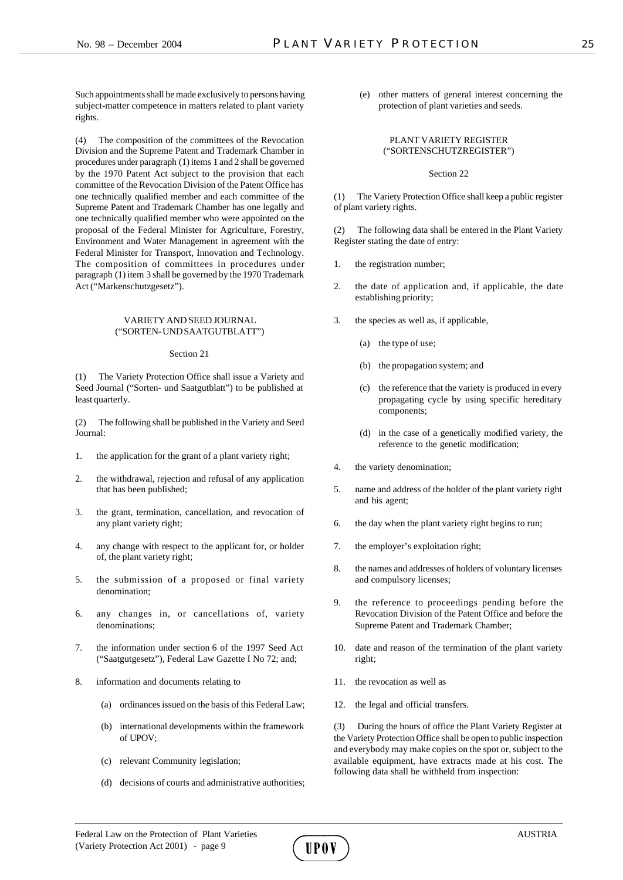Such appointments shall be made exclusively to persons having subject-matter competence in matters related to plant variety rights.

(4) The composition of the committees of the Revocation Division and the Supreme Patent and Trademark Chamber in procedures under paragraph (1) items 1 and 2 shall be governed by the 1970 Patent Act subject to the provision that each committee of the Revocation Division of the Patent Office has one technically qualified member and each committee of the Supreme Patent and Trademark Chamber has one legally and one technically qualified member who were appointed on the proposal of the Federal Minister for Agriculture, Forestry, Environment and Water Management in agreement with the Federal Minister for Transport, Innovation and Technology. The composition of committees in procedures under paragraph (1) item 3 shall be governed by the 1970 Trademark Act ("Markenschutzgesetz").

### VARIETY AND SEED JOURNAL ("SORTEN- UND SAATGUTBLATT")

#### Section 21

(1) The Variety Protection Office shall issue a Variety and Seed Journal ("Sorten- und Saatgutblatt") to be published at least quarterly.

(2) The following shall be published in the Variety and Seed Journal:

1. the application for the grant of a plant variety right;
2. the withdrawal, rejection and refusal of any application that has been published;
3. the grant, termination, cancellation, and revocation of any plant variety right;
4. any change with respect to the applicant for, or holder of, the plant variety right;
5. the submission of a proposed or final variety denomination;
6. any changes in, or cancellations of, variety denominations;
7. the information under section 6 of the 1997 Seed Act ("Saatgutgesetz"), Federal Law Gazette I No 72; and;
8. information and documents relating to
   - (a) ordinances issued on the basis of this Federal Law;
   - (b) international developments within the framework of UPOV;
   - (c) relevant Community legislation;
   - (d) decisions of courts and administrative authorities;
   - (e) other matters of general interest concerning the protection of plant varieties and seeds.

### PLANT VARIETY REGISTER ("SORTENSCHUTZREGISTER")

#### Section 22

(1) The Variety Protection Office shall keep a public register of plant variety rights.

(2) The following data shall be entered in the Plant Variety Register stating the date of entry:

1. the registration number;
2. the date of application and, if applicable, the date establishing priority;
3. the species as well as, if applicable,
   - (a) the type of use;
   - (b) the propagation system; and
   - (c) the reference that the variety is produced in every propagating cycle by using specific hereditary components;
   - (d) in the case of a genetically modified variety, the reference to the genetic modification;
4. the variety denomination;
5. name and address of the holder of the plant variety right and his agent;
6. the day when the plant variety right begins to run;
7. the employer's exploitation right;
8. the names and addresses of holders of voluntary licenses and compulsory licenses;
9. the reference to proceedings pending before the Revocation Division of the Patent Office and before the Supreme Patent and Trademark Chamber;
10. date and reason of the termination of the plant variety right;
11. the revocation as well as
12. the legal and official transfers.

(3) During the hours of office the Plant Variety Register at the Variety Protection Office shall be open to public inspection and everybody may make copies on the spot or, subject to the available equipment, have extracts made at his cost. The following data shall be withheld from inspection: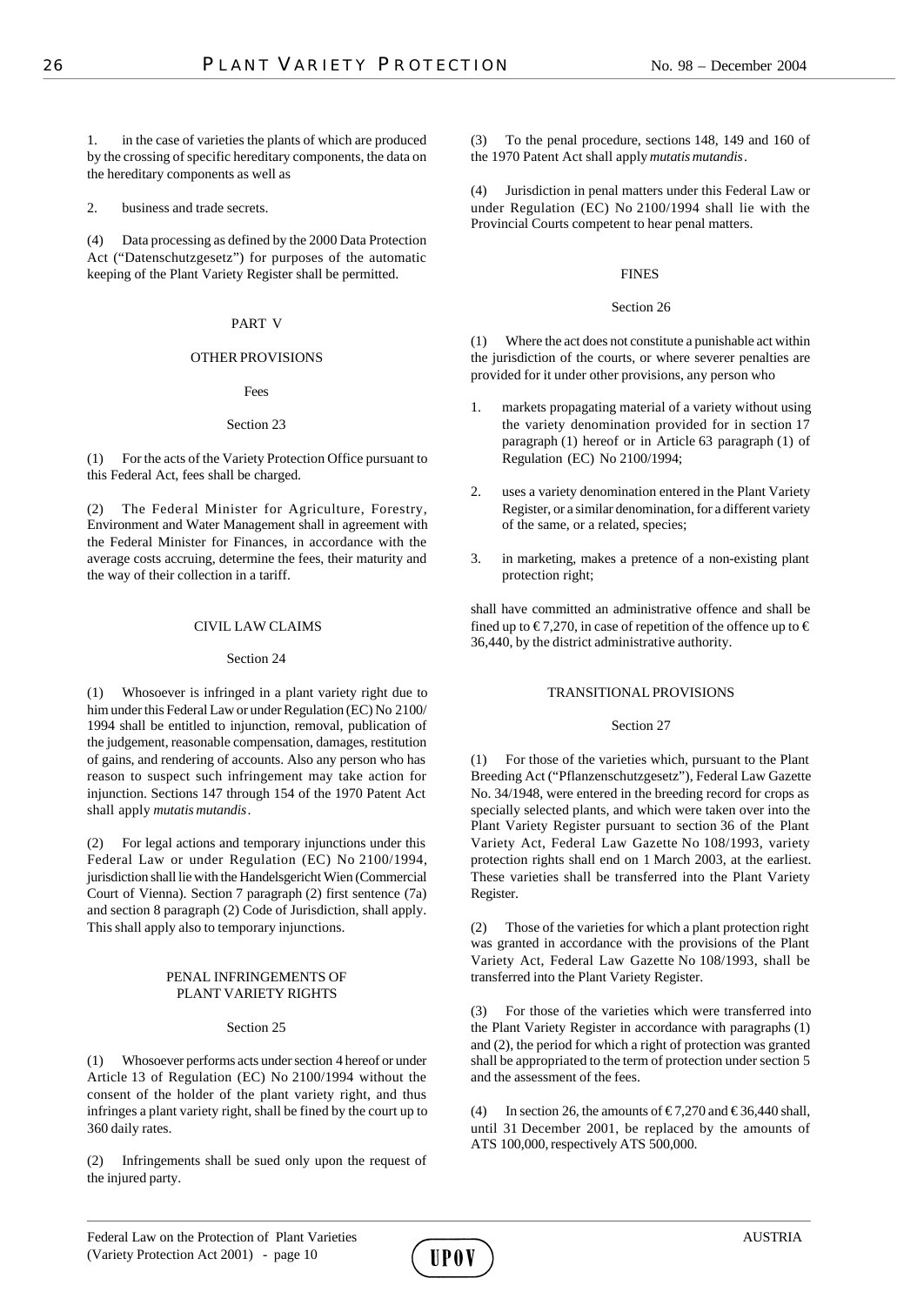1. in the case of varieties the plants of which are produced by the crossing of specific hereditary components, the data on the hereditary components as well as

2. business and trade secrets.

(4) Data processing as defined by the 2000 Data Protection Act ("Datenschutzgesetz") for purposes of the automatic keeping of the Plant Variety Register shall be permitted.

## PART V

## OTHER PROVISIONS

### Fees

#### Section 23

(1) For the acts of the Variety Protection Office pursuant to this Federal Act, fees shall be charged.

(2) The Federal Minister for Agriculture, Forestry, Environment and Water Management shall in agreement with the Federal Minister for Finances, in accordance with the average costs accruing, determine the fees, their maturity and the way of their collection in a tariff.

### CIVIL LAW CLAIMS

#### Section 24

(1) Whosoever is infringed in a plant variety right due to him under this Federal Law or under Regulation (EC) No 2100/1994 shall be entitled to injunction, removal, publication of the judgement, reasonable compensation, damages, restitution of gains, and rendering of accounts. Also any person who has reason to suspect such infringement may take action for injunction. Sections 147 through 154 of the 1970 Patent Act shall apply *mutatis mutandis*.

(2) For legal actions and temporary injunctions under this Federal Law or under Regulation (EC) No 2100/1994, jurisdiction shall lie with the Handelsgericht Wien (Commercial Court of Vienna). Section 7 paragraph (2) first sentence (7a) and section 8 paragraph (2) Code of Jurisdiction, shall apply. This shall apply also to temporary injunctions.

### PENAL INFRINGEMENTS OF PLANT VARIETY RIGHTS

#### Section 25

(1) Whosoever performs acts under section 4 hereof or under Article 13 of Regulation (EC) No 2100/1994 without the consent of the holder of the plant variety right, and thus infringes a plant variety right, shall be fined by the court up to 360 daily rates.

(2) Infringements shall be sued only upon the request of the injured party.

(3) To the penal procedure, sections 148, 149 and 160 of the 1970 Patent Act shall apply *mutatis mutandis*.

(4) Jurisdiction in penal matters under this Federal Law or under Regulation (EC) No 2100/1994 shall lie with the Provincial Courts competent to hear penal matters.

### FINES

#### Section 26

(1) Where the act does not constitute a punishable act within the jurisdiction of the courts, or where severer penalties are provided for it under other provisions, any person who

1. markets propagating material of a variety without using the variety denomination provided for in section 17 paragraph (1) hereof or in Article 63 paragraph (1) of Regulation (EC) No 2100/1994;

2. uses a variety denomination entered in the Plant Variety Register, or a similar denomination, for a different variety of the same, or a related, species;

3. in marketing, makes a pretence of a non-existing plant protection right;

shall have committed an administrative offence and shall be fined up to €7,270, in case of repetition of the offence up to € 36,440, by the district administrative authority.

### TRANSITIONAL PROVISIONS

#### Section 27

(1) For those of the varieties which, pursuant to the Plant Breeding Act ("Pflanzenschutzgesetz"), Federal Law Gazette No. 34/1948, were entered in the breeding record for crops as specially selected plants, and which were taken over into the Plant Variety Register pursuant to section 36 of the Plant Variety Act, Federal Law Gazette No 108/1993, variety protection rights shall end on 1 March 2003, at the earliest. These varieties shall be transferred into the Plant Variety Register.

(2) Those of the varieties for which a plant protection right was granted in accordance with the provisions of the Plant Variety Act, Federal Law Gazette No 108/1993, shall be transferred into the Plant Variety Register.

(3) For those of the varieties which were transferred into the Plant Variety Register in accordance with paragraphs (1) and (2), the period for which a right of protection was granted shall be appropriated to the term of protection under section 5 and the assessment of the fees.

(4) In section 26, the amounts of €7,270 and €36,440 shall, until 31 December 2001, be replaced by the amounts of ATS 100,000, respectively ATS 500,000.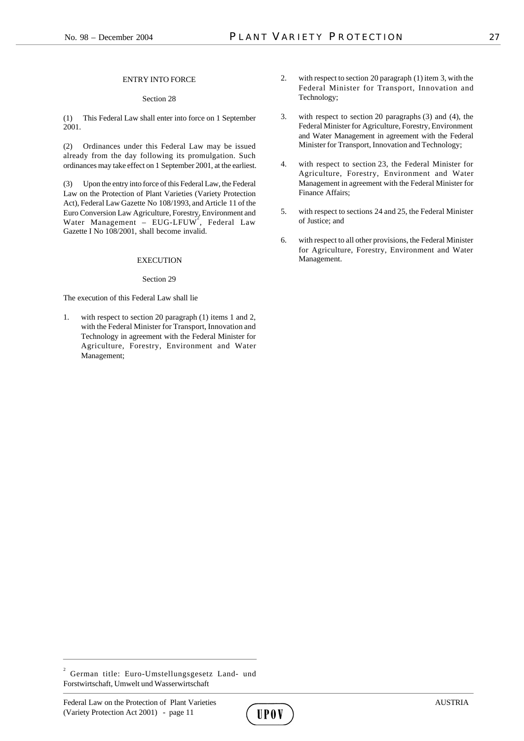## ENTRY INTO FORCE

### Section 28

(1) This Federal Law shall enter into force on 1 September 2001.

(2) Ordinances under this Federal Law may be issued already from the day following its promulgation. Such ordinances may take effect on 1 September 2001, at the earliest.

(3) Upon the entry into force of this Federal Law, the Federal Law on the Protection of Plant Varieties (Variety Protection Act), Federal Law Gazette No 108/1993, and Article 11 of the Euro Conversion Law Agriculture, Forestry, Environment and Water Management – EUG-LFUW[2], Federal Law Gazette I No 108/2001, shall become invalid.

## EXECUTION

### Section 29

The execution of this Federal Law shall lie

1. with respect to section 20 paragraph (1) items 1 and 2, with the Federal Minister for Transport, Innovation and Technology in agreement with the Federal Minister for Agriculture, Forestry, Environment and Water Management;
2. with respect to section 20 paragraph (1) item 3, with the Federal Minister for Transport, Innovation and Technology;
3. with respect to section 20 paragraphs (3) and (4), the Federal Minister for Agriculture, Forestry, Environment and Water Management in agreement with the Federal Minister for Transport, Innovation and Technology;
4. with respect to section 23, the Federal Minister for Agriculture, Forestry, Environment and Water Management in agreement with the Federal Minister for Finance Affairs;
5. with respect to sections 24 and 25, the Federal Minister of Justice; and
6. with respect to all other provisions, the Federal Minister for Agriculture, Forestry, Environment and Water Management.

---

[2] German title: Euro-Umstellungsgesetz Land- und Forstwirtschaft, Umwelt und Wasserwirtschaft